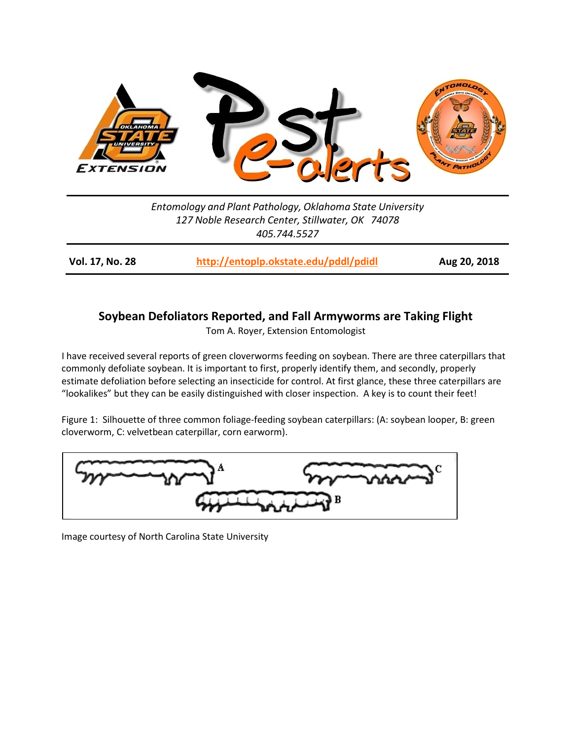Entomology and Plant Pathology, Oklahoma State University
127 Noble Research Center, Stillwater, OK 74078
405.744.5527

**Vol. 17, No. 28** | **http://entoplp.okstate.edu/pddl/pdidl** | **Aug 20, 2018**

## Soybean Defoliators Reported, and Fall Armyworms are Taking Flight

Tom A. Royer, Extension Entomologist

I have received several reports of green cloverworms feeding on soybean. There are three caterpillars that commonly defoliate soybean. It is important to first, properly identify them, and secondly, properly estimate defoliation before selecting an insecticide for control. At first glance, these three caterpillars are "lookalikes" but they can be easily distinguished with closer inspection. A key is to count their feet!

Figure 1: Silhouette of three common foliage-feeding soybean caterpillars: (A: soybean looper, B: green cloverworm, C: velvetbean caterpillar, corn earworm).

Image courtesy of North Carolina State University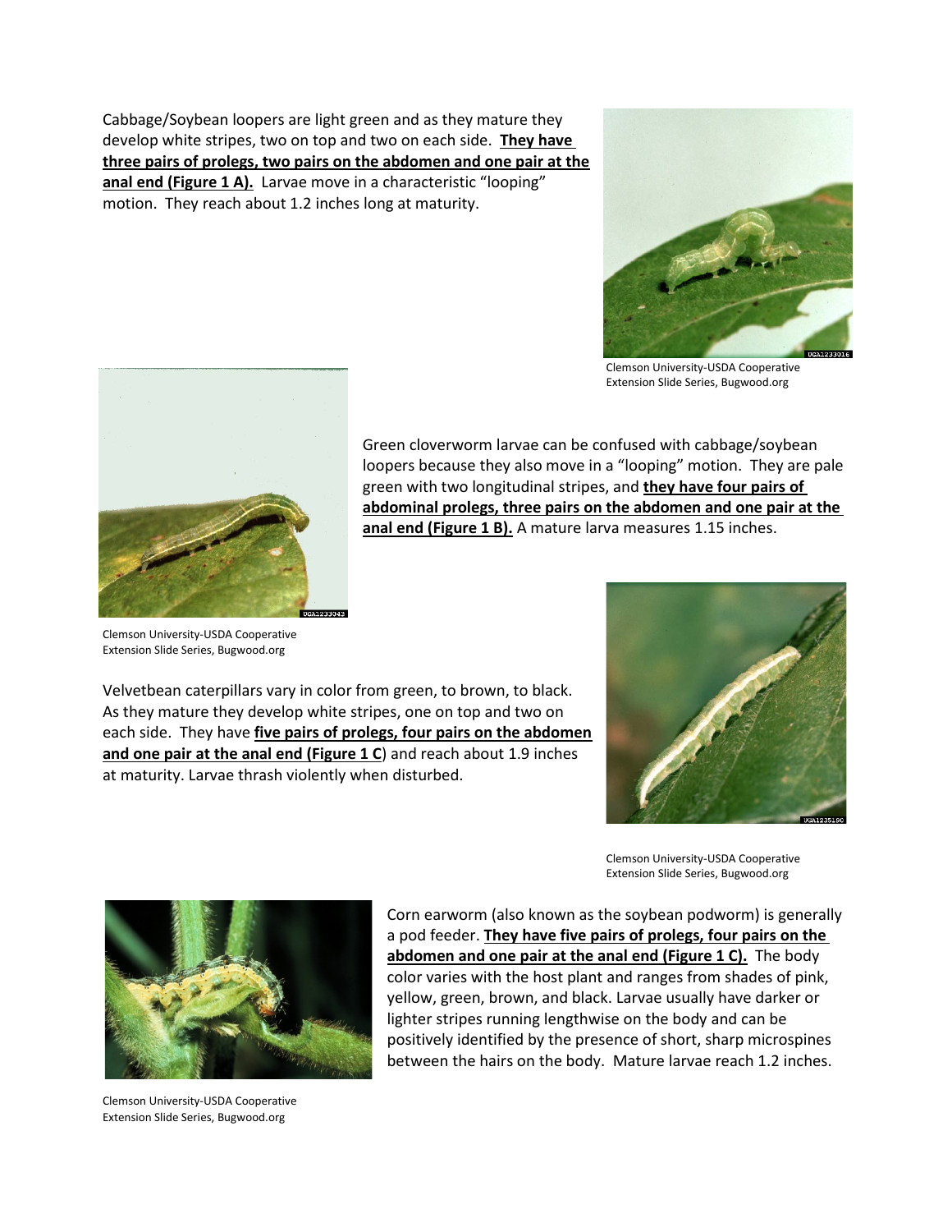Cabbage/Soybean loopers are light green and as they mature they develop white stripes, two on top and two on each side. **They have three pairs of prolegs, two pairs on the abdomen and one pair at the anal end (Figure 1 A).** Larvae move in a characteristic "looping" motion. They reach about 1.2 inches long at maturity.

Clemson University-USDA Cooperative Extension Slide Series, Bugwood.org

Green cloverworm larvae can be confused with cabbage/soybean loopers because they also move in a "looping" motion. They are pale green with two longitudinal stripes, and **they have four pairs of abdominal prolegs, three pairs on the abdomen and one pair at the anal end (Figure 1 B).** A mature larva measures 1.15 inches.

Clemson University-USDA Cooperative Extension Slide Series, Bugwood.org

Velvetbean caterpillars vary in color from green, to brown, to black. As they mature they develop white stripes, one on top and two on each side. They have **five pairs of prolegs, four pairs on the abdomen and one pair at the anal end (Figure 1 C**) and reach about 1.9 inches at maturity. Larvae thrash violently when disturbed.

Clemson University-USDA Cooperative Extension Slide Series, Bugwood.org

Corn earworm (also known as the soybean podworm) is generally a pod feeder. **They have five pairs of prolegs, four pairs on the abdomen and one pair at the anal end (Figure 1 C).** The body color varies with the host plant and ranges from shades of pink, yellow, green, brown, and black. Larvae usually have darker or lighter stripes running lengthwise on the body and can be positively identified by the presence of short, sharp microspines between the hairs on the body. Mature larvae reach 1.2 inches.

Clemson University-USDA Cooperative Extension Slide Series, Bugwood.org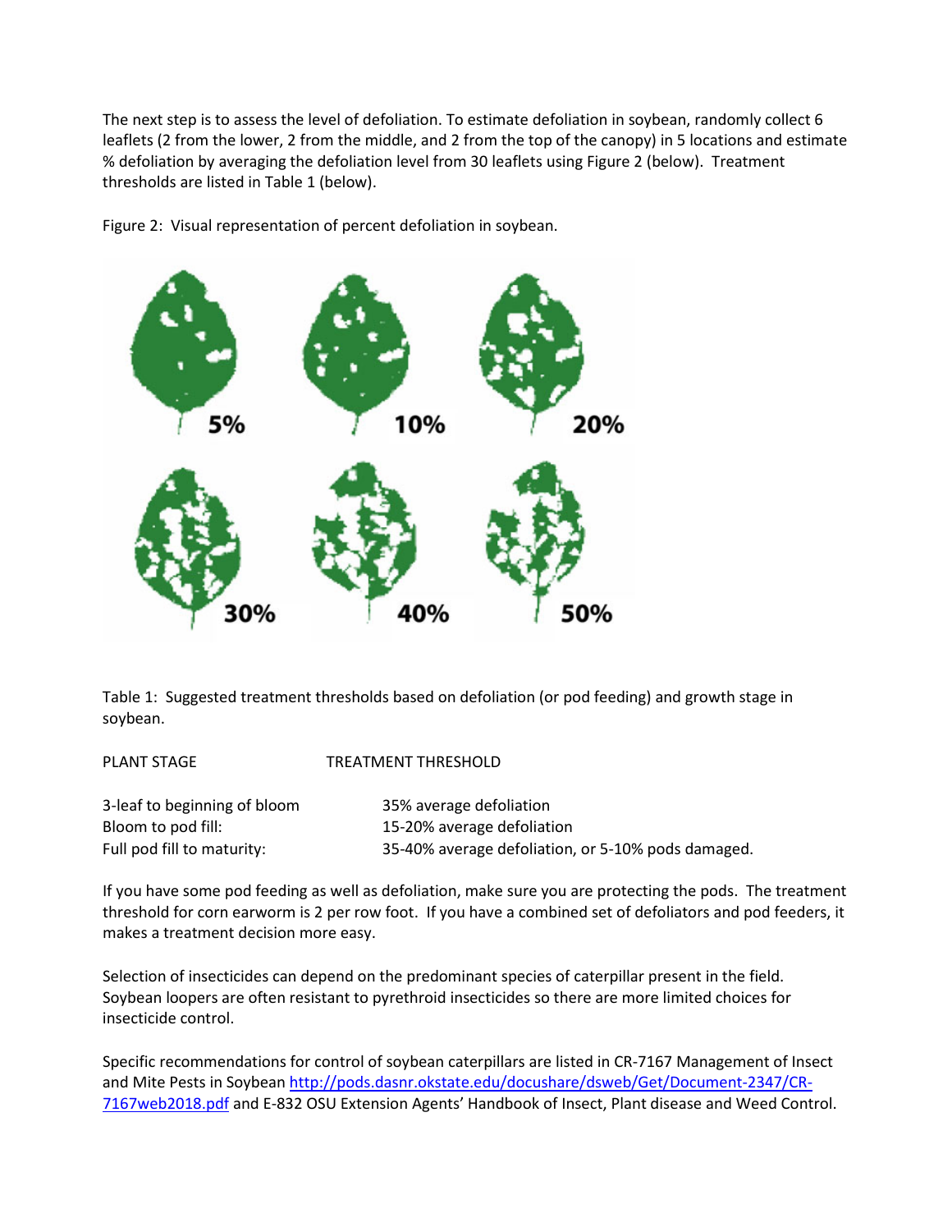The next step is to assess the level of defoliation. To estimate defoliation in soybean, randomly collect 6 leaflets (2 from the lower, 2 from the middle, and 2 from the top of the canopy) in 5 locations and estimate % defoliation by averaging the defoliation level from 30 leaflets using Figure 2 (below). Treatment thresholds are listed in Table 1 (below).

Figure 2: Visual representation of percent defoliation in soybean.

5% 10% 20%

30% 40% 50%

Table 1: Suggested treatment thresholds based on defoliation (or pod feeding) and growth stage in soybean.

| PLANT STAGE | TREATMENT THRESHOLD |
|---|---|
| 3-leaf to beginning of bloom | 35% average defoliation |
| Bloom to pod fill: | 15-20% average defoliation |
| Full pod fill to maturity: | 35-40% average defoliation, or 5-10% pods damaged. |

If you have some pod feeding as well as defoliation, make sure you are protecting the pods. The treatment threshold for corn earworm is 2 per row foot. If you have a combined set of defoliators and pod feeders, it makes a treatment decision more easy.

Selection of insecticides can depend on the predominant species of caterpillar present in the field. Soybean loopers are often resistant to pyrethroid insecticides so there are more limited choices for insecticide control.

Specific recommendations for control of soybean caterpillars are listed in CR-7167 Management of Insect and Mite Pests in Soybean [http://pods.dasnr.okstate.edu/docushare/dsweb/Get/Document-2347/CR-7167web2018.pdf](http://pods.dasnr.okstate.edu/docushare/dsweb/Get/Document-2347/CR-7167web2018.pdf) and E-832 OSU Extension Agents' Handbook of Insect, Plant disease and Weed Control.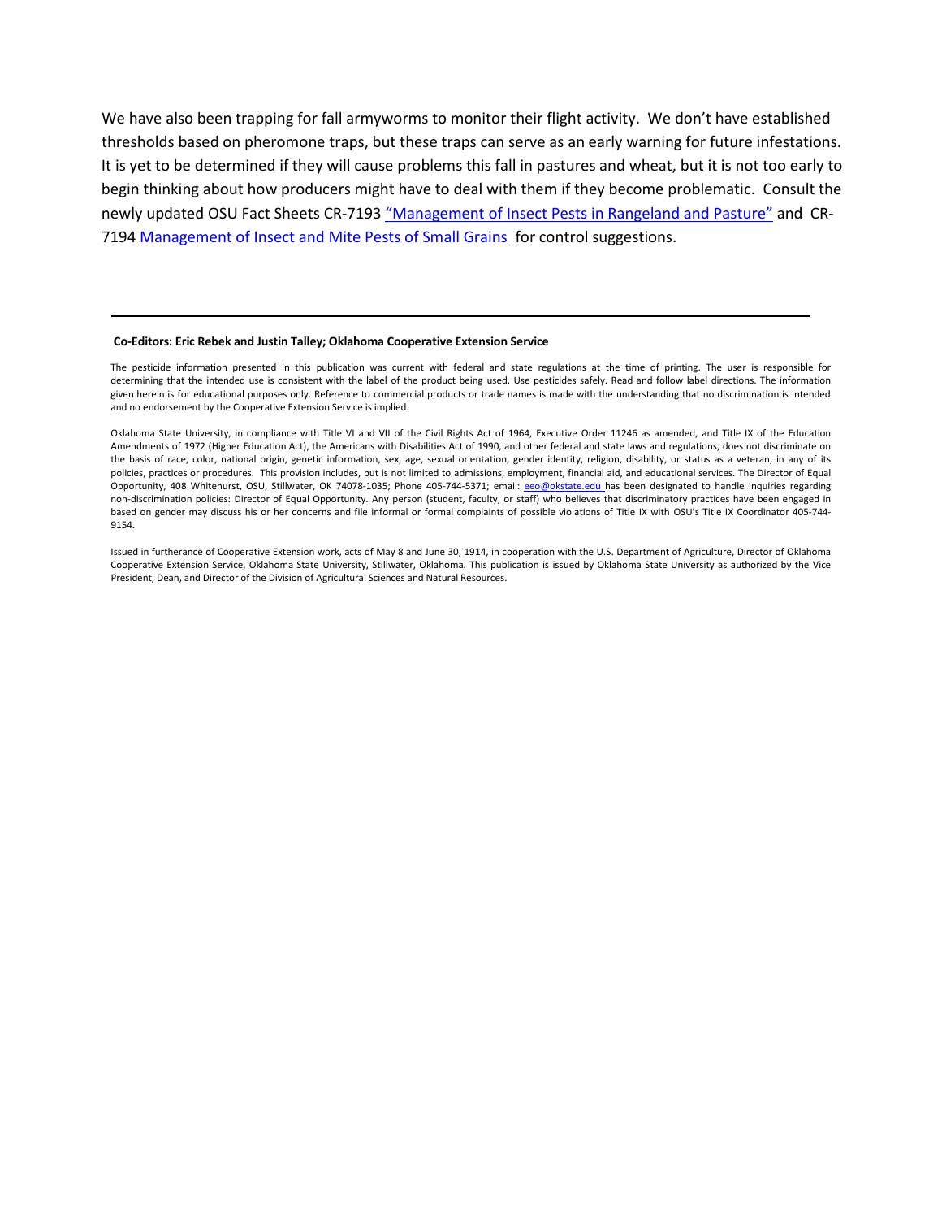We have also been trapping for fall armyworms to monitor their flight activity. We don't have established thresholds based on pheromone traps, but these traps can serve as an early warning for future infestations. It is yet to be determined if they will cause problems this fall in pastures and wheat, but it is not too early to begin thinking about how producers might have to deal with them if they become problematic. Consult the newly updated OSU Fact Sheets CR-7193 "Management of Insect Pests in Rangeland and Pasture" and CR-7194 Management of Insect and Mite Pests of Small Grains for control suggestions.

---

**Co-Editors: Eric Rebek and Justin Talley; Oklahoma Cooperative Extension Service**

The pesticide information presented in this publication was current with federal and state regulations at the time of printing. The user is responsible for determining that the intended use is consistent with the label of the product being used. Use pesticides safely. Read and follow label directions. The information given herein is for educational purposes only. Reference to commercial products or trade names is made with the understanding that no discrimination is intended and no endorsement by the Cooperative Extension Service is implied.

Oklahoma State University, in compliance with Title VI and VII of the Civil Rights Act of 1964, Executive Order 11246 as amended, and Title IX of the Education Amendments of 1972 (Higher Education Act), the Americans with Disabilities Act of 1990, and other federal and state laws and regulations, does not discriminate on the basis of race, color, national origin, genetic information, sex, age, sexual orientation, gender identity, religion, disability, or status as a veteran, in any of its policies, practices or procedures. This provision includes, but is not limited to admissions, employment, financial aid, and educational services. The Director of Equal Opportunity, 408 Whitehurst, OSU, Stillwater, OK 74078-1035; Phone 405-744-5371; email: eeo@okstate.edu has been designated to handle inquiries regarding non-discrimination policies: Director of Equal Opportunity. Any person (student, faculty, or staff) who believes that discriminatory practices have been engaged in based on gender may discuss his or her concerns and file informal or formal complaints of possible violations of Title IX with OSU's Title IX Coordinator 405-744-9154.

Issued in furtherance of Cooperative Extension work, acts of May 8 and June 30, 1914, in cooperation with the U.S. Department of Agriculture, Director of Oklahoma Cooperative Extension Service, Oklahoma State University, Stillwater, Oklahoma. This publication is issued by Oklahoma State University as authorized by the Vice President, Dean, and Director of the Division of Agricultural Sciences and Natural Resources.